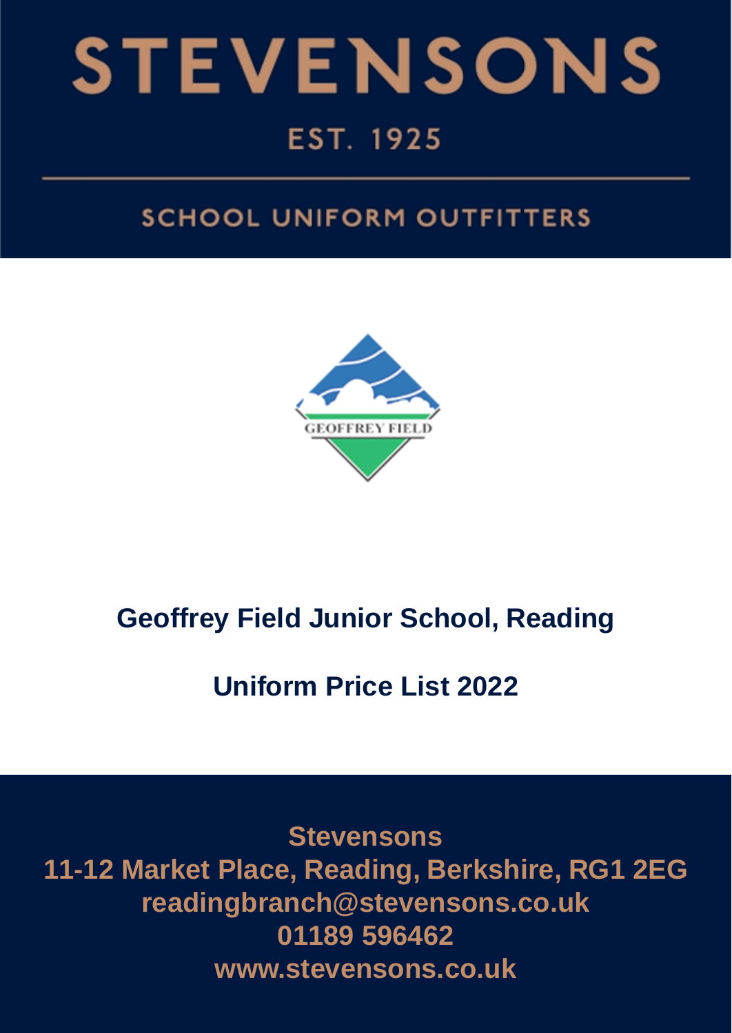# STEVENSONS

EST. 1925

SCHOOL UNIFORM OUTFITTERS

GEOFFREY FIELD

## Geoffrey Field Junior School, Reading

## Uniform Price List 2022

**Stevensons**
**11-12 Market Place, Reading, Berkshire, RG1 2EG**
**readingbranch@stevensons.co.uk**
**01189 596462**
**www.stevensons.co.uk**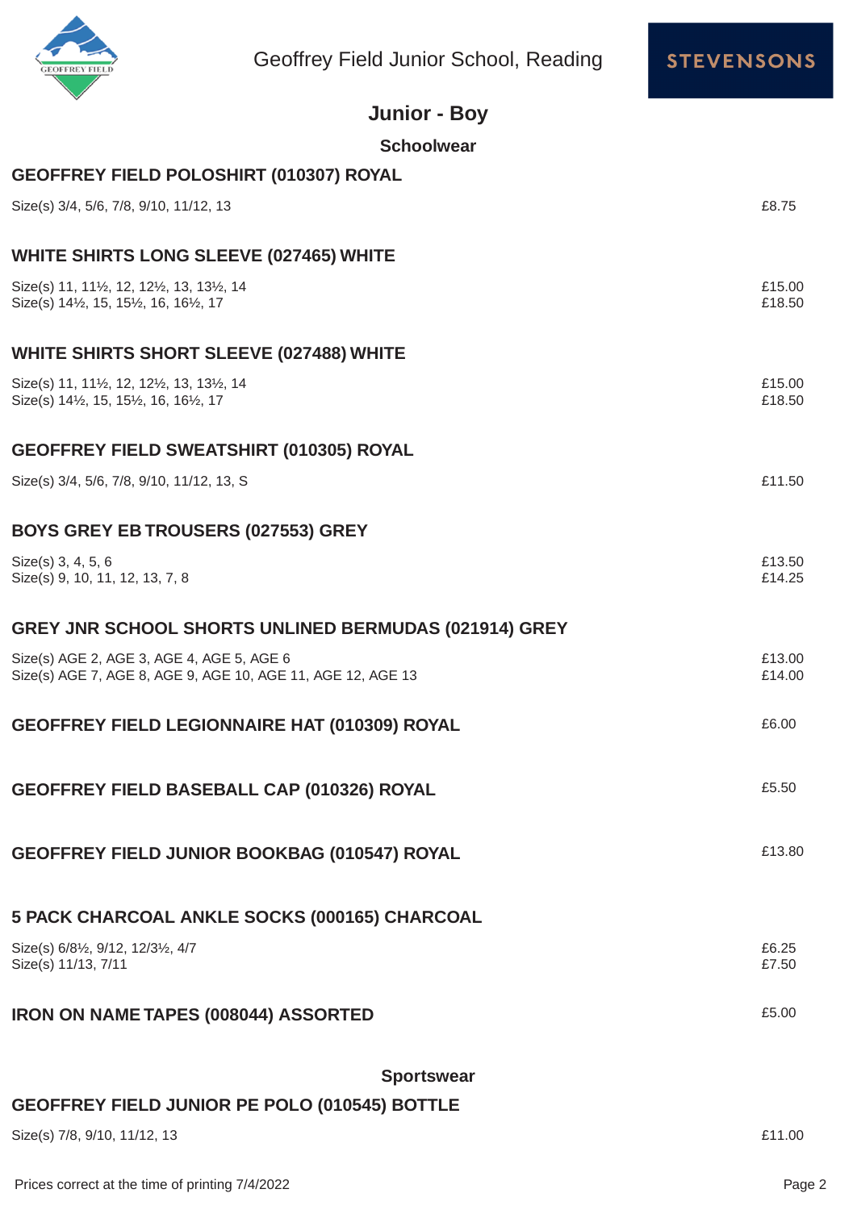Geoffrey Field Junior School, Reading

# Junior - Boy

## Schoolwear

### GEOFFREY FIELD POLOSHIRT (010307) ROYAL

Size(s) 3/4, 5/6, 7/8, 9/10, 11/12, 13 — £8.75

### WHITE SHIRTS LONG SLEEVE (027465) WHITE

Size(s) 11, 11½, 12, 12½, 13, 13½, 14 — £15.00
Size(s) 14½, 15, 15½, 16, 16½, 17 — £18.50

### WHITE SHIRTS SHORT SLEEVE (027488) WHITE

Size(s) 11, 11½, 12, 12½, 13, 13½, 14 — £15.00
Size(s) 14½, 15, 15½, 16, 16½, 17 — £18.50

### GEOFFREY FIELD SWEATSHIRT (010305) ROYAL

Size(s) 3/4, 5/6, 7/8, 9/10, 11/12, 13, S — £11.50

### BOYS GREY EB TROUSERS (027553) GREY

Size(s) 3, 4, 5, 6 — £13.50
Size(s) 9, 10, 11, 12, 13, 7, 8 — £14.25

### GREY JNR SCHOOL SHORTS UNLINED BERMUDAS (021914) GREY

Size(s) AGE 2, AGE 3, AGE 4, AGE 5, AGE 6 — £13.00
Size(s) AGE 7, AGE 8, AGE 9, AGE 10, AGE 11, AGE 12, AGE 13 — £14.00

### GEOFFREY FIELD LEGIONNAIRE HAT (010309) ROYAL

£6.00

### GEOFFREY FIELD BASEBALL CAP (010326) ROYAL

£5.50

### GEOFFREY FIELD JUNIOR BOOKBAG (010547) ROYAL

£13.80

### 5 PACK CHARCOAL ANKLE SOCKS (000165) CHARCOAL

Size(s) 6/8½, 9/12, 12/3½, 4/7 — £6.25
Size(s) 11/13, 7/11 — £7.50

### IRON ON NAME TAPES (008044) ASSORTED

£5.00

## Sportswear

### GEOFFREY FIELD JUNIOR PE POLO (010545) BOTTLE

Size(s) 7/8, 9/10, 11/12, 13 — £11.00

Prices correct at the time of printing 7/4/2022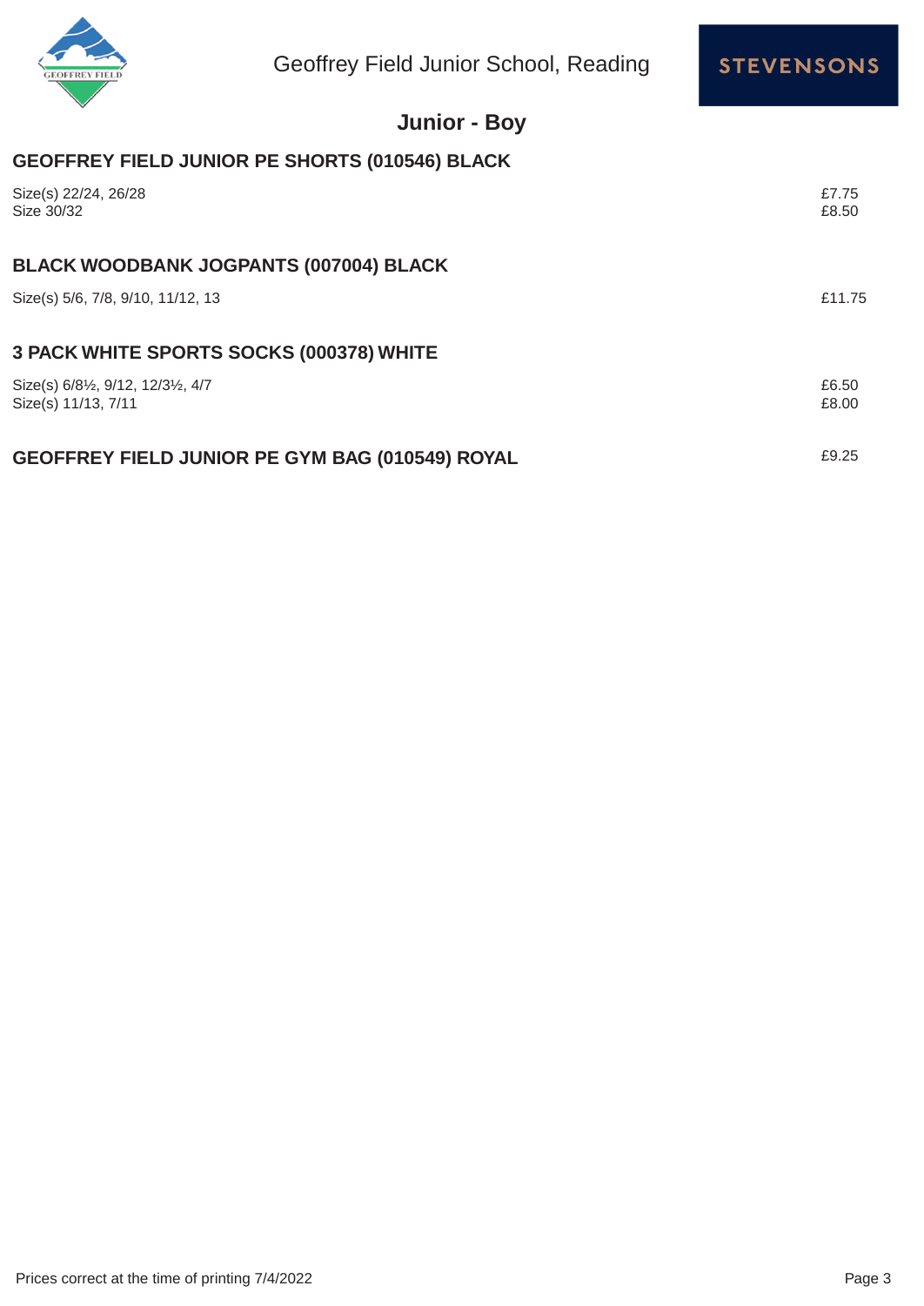Geoffrey Field Junior School, Reading

STEVENSONS

## Junior - Boy

### GEOFFREY FIELD JUNIOR PE SHORTS (010546) BLACK

| | |
|---|---|
| Size(s) 22/24, 26/28 | £7.75 |
| Size 30/32 | £8.50 |

### BLACK WOODBANK JOGPANTS (007004) BLACK

| | |
|---|---|
| Size(s) 5/6, 7/8, 9/10, 11/12, 13 | £11.75 |

### 3 PACK WHITE SPORTS SOCKS (000378) WHITE

| | |
|---|---|
| Size(s) 6/8½, 9/12, 12/3½, 4/7 | £6.50 |
| Size(s) 11/13, 7/11 | £8.00 |

### GEOFFREY FIELD JUNIOR PE GYM BAG (010549) ROYAL

£9.25

Prices correct at the time of printing 7/4/2022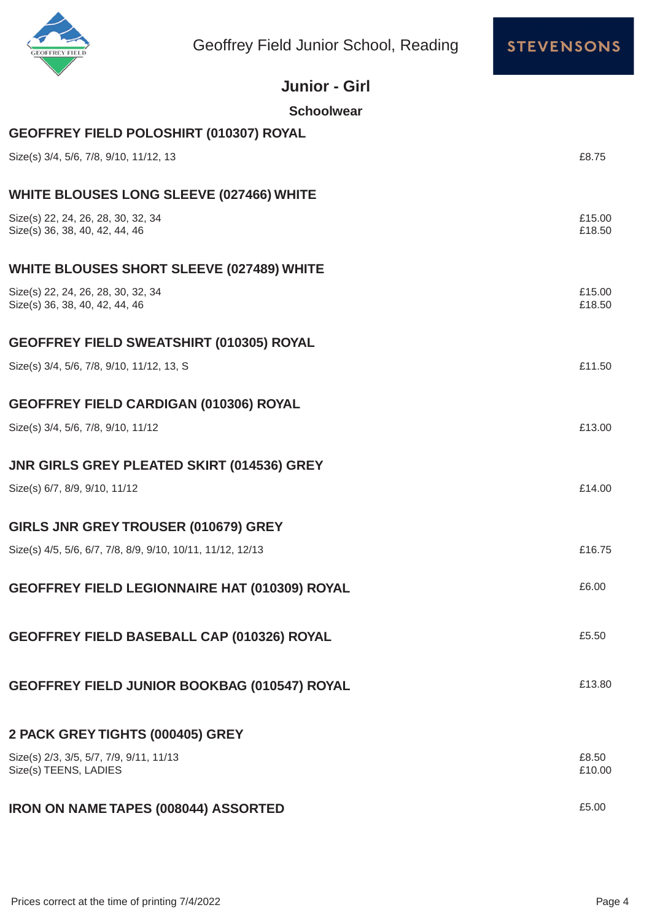Geoffrey Field Junior School, Reading

STEVENSONS

# Junior - Girl

## Schoolwear

### GEOFFREY FIELD POLOSHIRT (010307) ROYAL

Size(s) 3/4, 5/6, 7/8, 9/10, 11/12, 13 — £8.75

### WHITE BLOUSES LONG SLEEVE (027466) WHITE

Size(s) 22, 24, 26, 28, 30, 32, 34 — £15.00
Size(s) 36, 38, 40, 42, 44, 46 — £18.50

### WHITE BLOUSES SHORT SLEEVE (027489) WHITE

Size(s) 22, 24, 26, 28, 30, 32, 34 — £15.00
Size(s) 36, 38, 40, 42, 44, 46 — £18.50

### GEOFFREY FIELD SWEATSHIRT (010305) ROYAL

Size(s) 3/4, 5/6, 7/8, 9/10, 11/12, 13, S — £11.50

### GEOFFREY FIELD CARDIGAN (010306) ROYAL

Size(s) 3/4, 5/6, 7/8, 9/10, 11/12 — £13.00

### JNR GIRLS GREY PLEATED SKIRT (014536) GREY

Size(s) 6/7, 8/9, 9/10, 11/12 — £14.00

### GIRLS JNR GREY TROUSER (010679) GREY

Size(s) 4/5, 5/6, 6/7, 7/8, 8/9, 9/10, 10/11, 11/12, 12/13 — £16.75

### GEOFFREY FIELD LEGIONNAIRE HAT (010309) ROYAL

£6.00

### GEOFFREY FIELD BASEBALL CAP (010326) ROYAL

£5.50

### GEOFFREY FIELD JUNIOR BOOKBAG (010547) ROYAL

£13.80

### 2 PACK GREY TIGHTS (000405) GREY

Size(s) 2/3, 3/5, 5/7, 7/9, 9/11, 11/13 — £8.50
Size(s) TEENS, LADIES — £10.00

### IRON ON NAME TAPES (008044) ASSORTED

£5.00

Prices correct at the time of printing 7/4/2022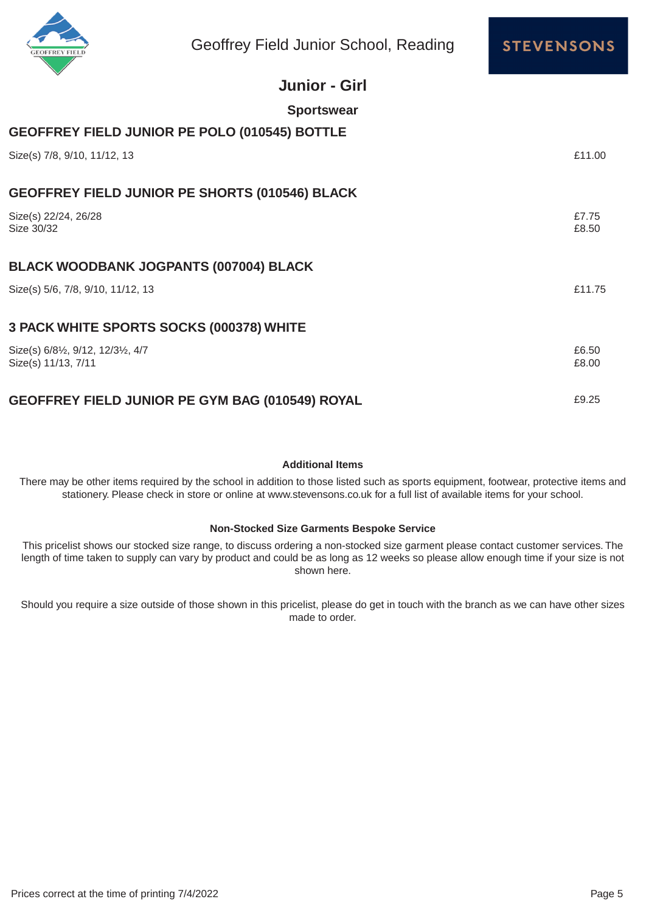Geoffrey Field Junior School, Reading

STEVENSONS

# Junior - Girl

## Sportswear

### GEOFFREY FIELD JUNIOR PE POLO (010545) BOTTLE

| | |
|---|---|
| Size(s) 7/8, 9/10, 11/12, 13 | £11.00 |

### GEOFFREY FIELD JUNIOR PE SHORTS (010546) BLACK

| | |
|---|---|
| Size(s) 22/24, 26/28 | £7.75 |
| Size 30/32 | £8.50 |

### BLACK WOODBANK JOGPANTS (007004) BLACK

| | |
|---|---|
| Size(s) 5/6, 7/8, 9/10, 11/12, 13 | £11.75 |

### 3 PACK WHITE SPORTS SOCKS (000378) WHITE

| | |
|---|---|
| Size(s) 6/8½, 9/12, 12/3½, 4/7 | £6.50 |
| Size(s) 11/13, 7/11 | £8.00 |

### GEOFFREY FIELD JUNIOR PE GYM BAG (010549) ROYAL

£9.25

**Additional Items**

There may be other items required by the school in addition to those listed such as sports equipment, footwear, protective items and stationery. Please check in store or online at www.stevensons.co.uk for a full list of available items for your school.

**Non-Stocked Size Garments Bespoke Service**

This pricelist shows our stocked size range, to discuss ordering a non-stocked size garment please contact customer services. The length of time taken to supply can vary by product and could be as long as 12 weeks so please allow enough time if your size is not shown here.

Should you require a size outside of those shown in this pricelist, please do get in touch with the branch as we can have other sizes made to order.

Prices correct at the time of printing 7/4/2022